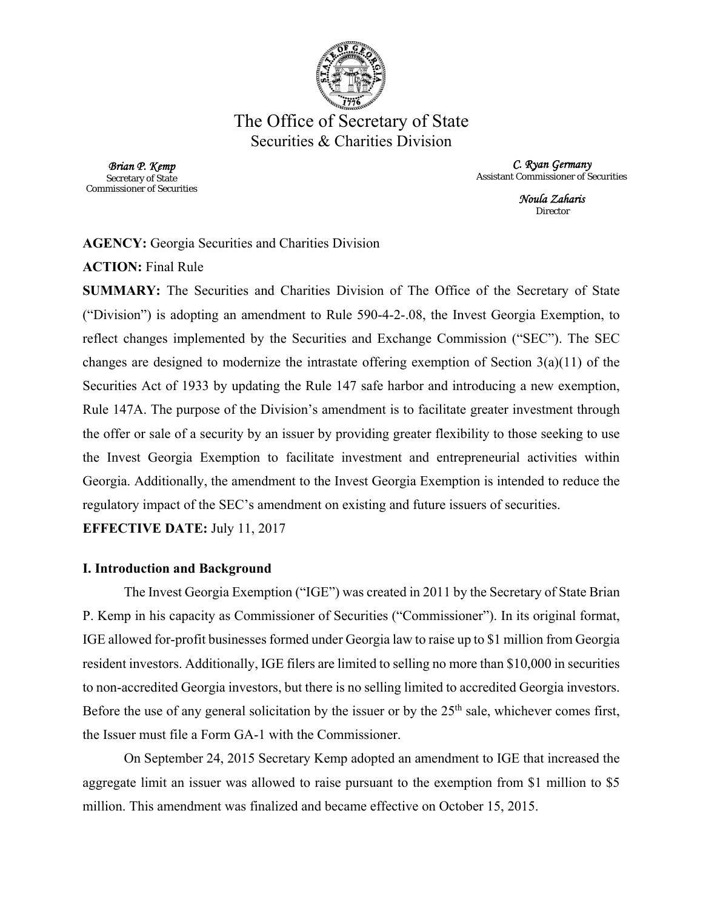# The Office of Secretary of State

## Securities & Charities Division

*Brian P. Kemp*
Secretary of State
Commissioner of Securities

*C. Ryan Germany*
Assistant Commissioner of Securities

*Noula Zaharis*
Director

**AGENCY:** Georgia Securities and Charities Division

**ACTION:** Final Rule

**SUMMARY:** The Securities and Charities Division of The Office of the Secretary of State ("Division") is adopting an amendment to Rule 590-4-2-.08, the Invest Georgia Exemption, to reflect changes implemented by the Securities and Exchange Commission ("SEC"). The SEC changes are designed to modernize the intrastate offering exemption of Section 3(a)(11) of the Securities Act of 1933 by updating the Rule 147 safe harbor and introducing a new exemption, Rule 147A. The purpose of the Division's amendment is to facilitate greater investment through the offer or sale of a security by an issuer by providing greater flexibility to those seeking to use the Invest Georgia Exemption to facilitate investment and entrepreneurial activities within Georgia. Additionally, the amendment to the Invest Georgia Exemption is intended to reduce the regulatory impact of the SEC's amendment on existing and future issuers of securities.

**EFFECTIVE DATE:** July 11, 2017

### I. Introduction and Background

The Invest Georgia Exemption ("IGE") was created in 2011 by the Secretary of State Brian P. Kemp in his capacity as Commissioner of Securities ("Commissioner"). In its original format, IGE allowed for-profit businesses formed under Georgia law to raise up to $1 million from Georgia resident investors. Additionally, IGE filers are limited to selling no more than $10,000 in securities to non-accredited Georgia investors, but there is no selling limited to accredited Georgia investors. Before the use of any general solicitation by the issuer or by the 25th sale, whichever comes first, the Issuer must file a Form GA-1 with the Commissioner.

On September 24, 2015 Secretary Kemp adopted an amendment to IGE that increased the aggregate limit an issuer was allowed to raise pursuant to the exemption from $1 million to $5 million. This amendment was finalized and became effective on October 15, 2015.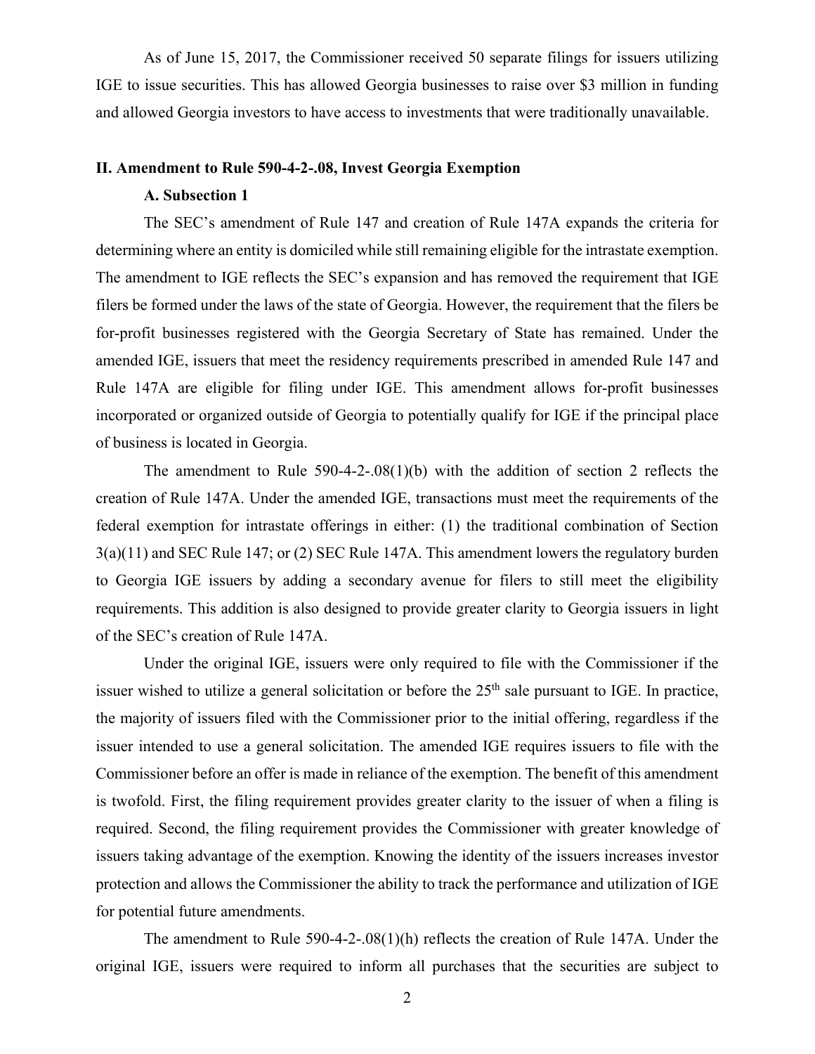As of June 15, 2017, the Commissioner received 50 separate filings for issuers utilizing IGE to issue securities. This has allowed Georgia businesses to raise over $3 million in funding and allowed Georgia investors to have access to investments that were traditionally unavailable.

## II. Amendment to Rule 590-4-2-.08, Invest Georgia Exemption

### A. Subsection 1

The SEC's amendment of Rule 147 and creation of Rule 147A expands the criteria for determining where an entity is domiciled while still remaining eligible for the intrastate exemption. The amendment to IGE reflects the SEC's expansion and has removed the requirement that IGE filers be formed under the laws of the state of Georgia. However, the requirement that the filers be for-profit businesses registered with the Georgia Secretary of State has remained. Under the amended IGE, issuers that meet the residency requirements prescribed in amended Rule 147 and Rule 147A are eligible for filing under IGE. This amendment allows for-profit businesses incorporated or organized outside of Georgia to potentially qualify for IGE if the principal place of business is located in Georgia.

The amendment to Rule 590-4-2-.08(1)(b) with the addition of section 2 reflects the creation of Rule 147A. Under the amended IGE, transactions must meet the requirements of the federal exemption for intrastate offerings in either: (1) the traditional combination of Section 3(a)(11) and SEC Rule 147; or (2) SEC Rule 147A. This amendment lowers the regulatory burden to Georgia IGE issuers by adding a secondary avenue for filers to still meet the eligibility requirements. This addition is also designed to provide greater clarity to Georgia issuers in light of the SEC's creation of Rule 147A.

Under the original IGE, issuers were only required to file with the Commissioner if the issuer wished to utilize a general solicitation or before the 25th sale pursuant to IGE. In practice, the majority of issuers filed with the Commissioner prior to the initial offering, regardless if the issuer intended to use a general solicitation. The amended IGE requires issuers to file with the Commissioner before an offer is made in reliance of the exemption. The benefit of this amendment is twofold. First, the filing requirement provides greater clarity to the issuer of when a filing is required. Second, the filing requirement provides the Commissioner with greater knowledge of issuers taking advantage of the exemption. Knowing the identity of the issuers increases investor protection and allows the Commissioner the ability to track the performance and utilization of IGE for potential future amendments.

The amendment to Rule 590-4-2-.08(1)(h) reflects the creation of Rule 147A. Under the original IGE, issuers were required to inform all purchases that the securities are subject to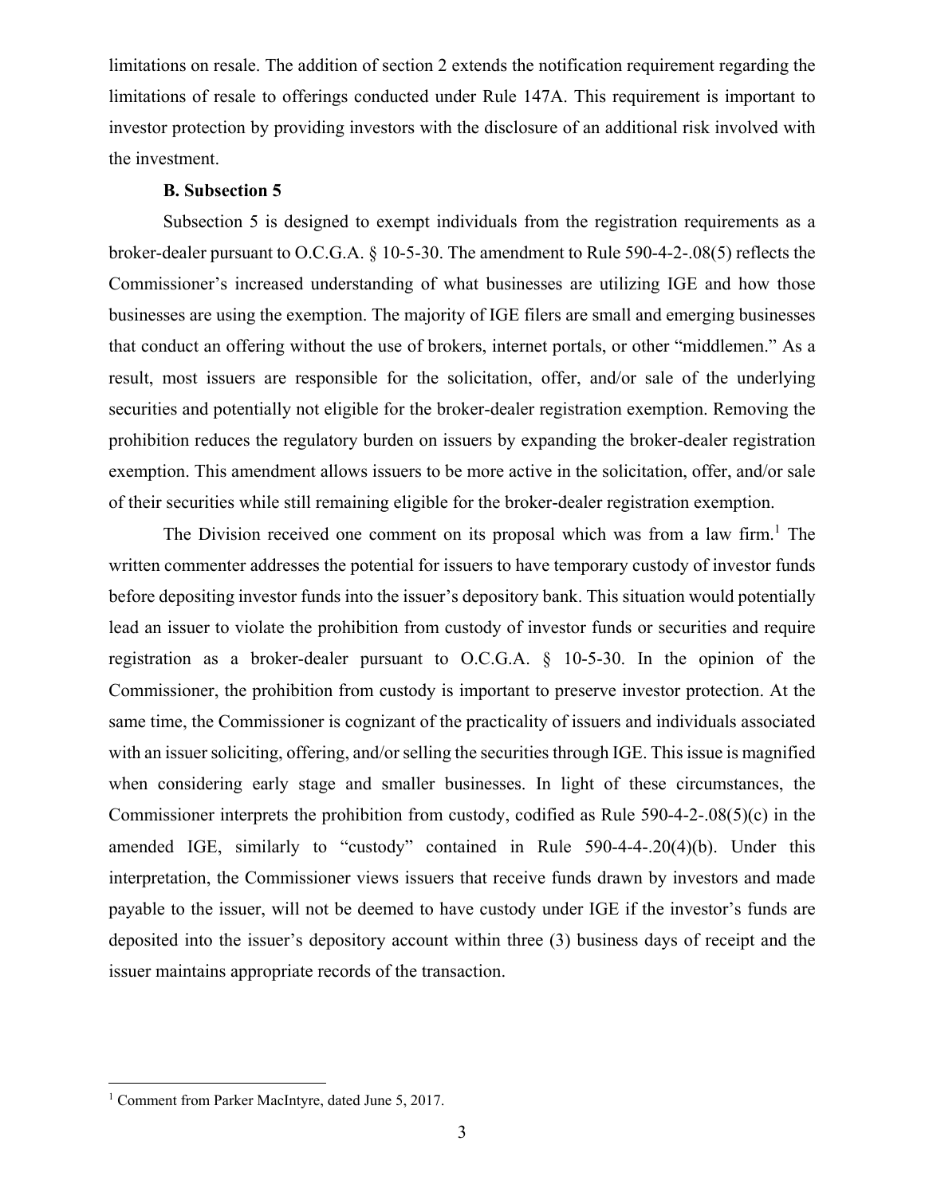limitations on resale. The addition of section 2 extends the notification requirement regarding the limitations of resale to offerings conducted under Rule 147A. This requirement is important to investor protection by providing investors with the disclosure of an additional risk involved with the investment.

### B. Subsection 5

Subsection 5 is designed to exempt individuals from the registration requirements as a broker-dealer pursuant to O.C.G.A. § 10-5-30. The amendment to Rule 590-4-2-.08(5) reflects the Commissioner's increased understanding of what businesses are utilizing IGE and how those businesses are using the exemption. The majority of IGE filers are small and emerging businesses that conduct an offering without the use of brokers, internet portals, or other "middlemen." As a result, most issuers are responsible for the solicitation, offer, and/or sale of the underlying securities and potentially not eligible for the broker-dealer registration exemption. Removing the prohibition reduces the regulatory burden on issuers by expanding the broker-dealer registration exemption. This amendment allows issuers to be more active in the solicitation, offer, and/or sale of their securities while still remaining eligible for the broker-dealer registration exemption.

The Division received one comment on its proposal which was from a law firm.[1] The written commenter addresses the potential for issuers to have temporary custody of investor funds before depositing investor funds into the issuer's depository bank. This situation would potentially lead an issuer to violate the prohibition from custody of investor funds or securities and require registration as a broker-dealer pursuant to O.C.G.A. § 10-5-30. In the opinion of the Commissioner, the prohibition from custody is important to preserve investor protection. At the same time, the Commissioner is cognizant of the practicality of issuers and individuals associated with an issuer soliciting, offering, and/or selling the securities through IGE. This issue is magnified when considering early stage and smaller businesses. In light of these circumstances, the Commissioner interprets the prohibition from custody, codified as Rule 590-4-2-.08(5)(c) in the amended IGE, similarly to "custody" contained in Rule 590-4-4-.20(4)(b). Under this interpretation, the Commissioner views issuers that receive funds drawn by investors and made payable to the issuer, will not be deemed to have custody under IGE if the investor's funds are deposited into the issuer's depository account within three (3) business days of receipt and the issuer maintains appropriate records of the transaction.

---

[1] Comment from Parker MacIntyre, dated June 5, 2017.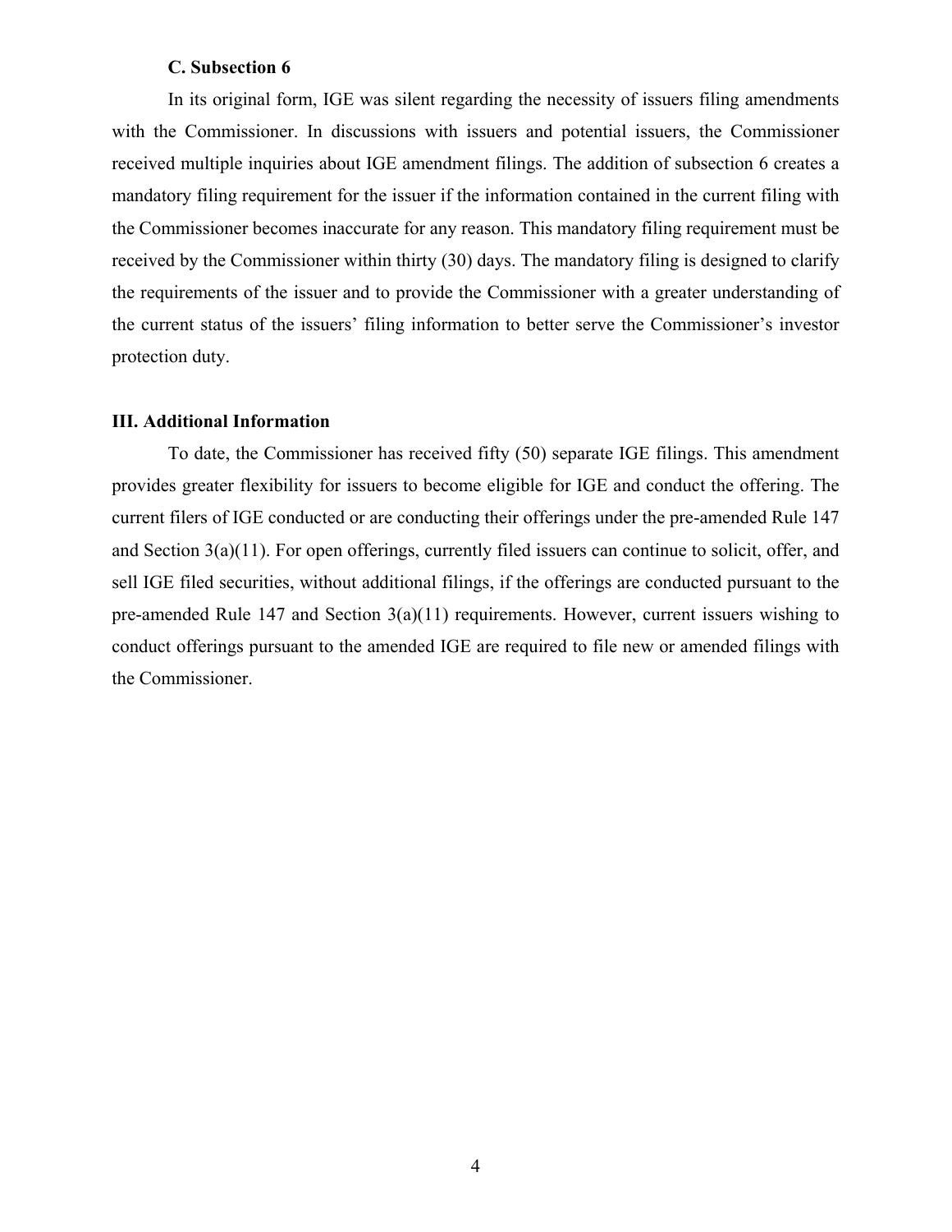### C. Subsection 6

In its original form, IGE was silent regarding the necessity of issuers filing amendments with the Commissioner. In discussions with issuers and potential issuers, the Commissioner received multiple inquiries about IGE amendment filings. The addition of subsection 6 creates a mandatory filing requirement for the issuer if the information contained in the current filing with the Commissioner becomes inaccurate for any reason. This mandatory filing requirement must be received by the Commissioner within thirty (30) days. The mandatory filing is designed to clarify the requirements of the issuer and to provide the Commissioner with a greater understanding of the current status of the issuers' filing information to better serve the Commissioner's investor protection duty.

## III. Additional Information

To date, the Commissioner has received fifty (50) separate IGE filings. This amendment provides greater flexibility for issuers to become eligible for IGE and conduct the offering. The current filers of IGE conducted or are conducting their offerings under the pre-amended Rule 147 and Section 3(a)(11). For open offerings, currently filed issuers can continue to solicit, offer, and sell IGE filed securities, without additional filings, if the offerings are conducted pursuant to the pre-amended Rule 147 and Section 3(a)(11) requirements. However, current issuers wishing to conduct offerings pursuant to the amended IGE are required to file new or amended filings with the Commissioner.